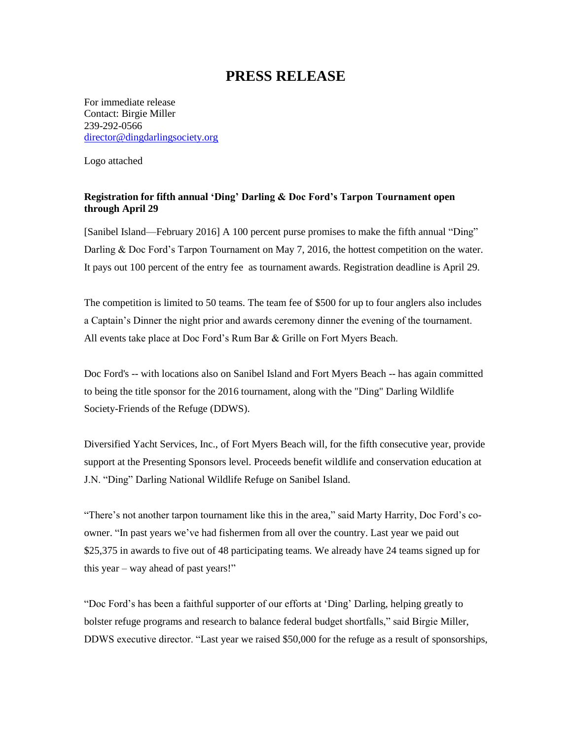# PRESS RELEASE

For immediate release
Contact: Birgie Miller
239-292-0566
director@dingdarlingsociety.org

Logo attached

**Registration for fifth annual 'Ding' Darling & Doc Ford's Tarpon Tournament open through April 29**

[Sanibel Island—February 2016] A 100 percent purse promises to make the fifth annual "Ding" Darling & Doc Ford's Tarpon Tournament on May 7, 2016, the hottest competition on the water. It pays out 100 percent of the entry fee as tournament awards. Registration deadline is April 29.

The competition is limited to 50 teams. The team fee of $500 for up to four anglers also includes a Captain's Dinner the night prior and awards ceremony dinner the evening of the tournament. All events take place at Doc Ford's Rum Bar & Grille on Fort Myers Beach.

Doc Ford's -- with locations also on Sanibel Island and Fort Myers Beach -- has again committed to being the title sponsor for the 2016 tournament, along with the "Ding" Darling Wildlife Society-Friends of the Refuge (DDWS).

Diversified Yacht Services, Inc., of Fort Myers Beach will, for the fifth consecutive year, provide support at the Presenting Sponsors level. Proceeds benefit wildlife and conservation education at J.N. "Ding" Darling National Wildlife Refuge on Sanibel Island.

"There's not another tarpon tournament like this in the area," said Marty Harrity, Doc Ford's co-owner. "In past years we've had fishermen from all over the country. Last year we paid out $25,375 in awards to five out of 48 participating teams. We already have 24 teams signed up for this year – way ahead of past years!"

"Doc Ford's has been a faithful supporter of our efforts at 'Ding' Darling, helping greatly to bolster refuge programs and research to balance federal budget shortfalls," said Birgie Miller, DDWS executive director. "Last year we raised $50,000 for the refuge as a result of sponsorships,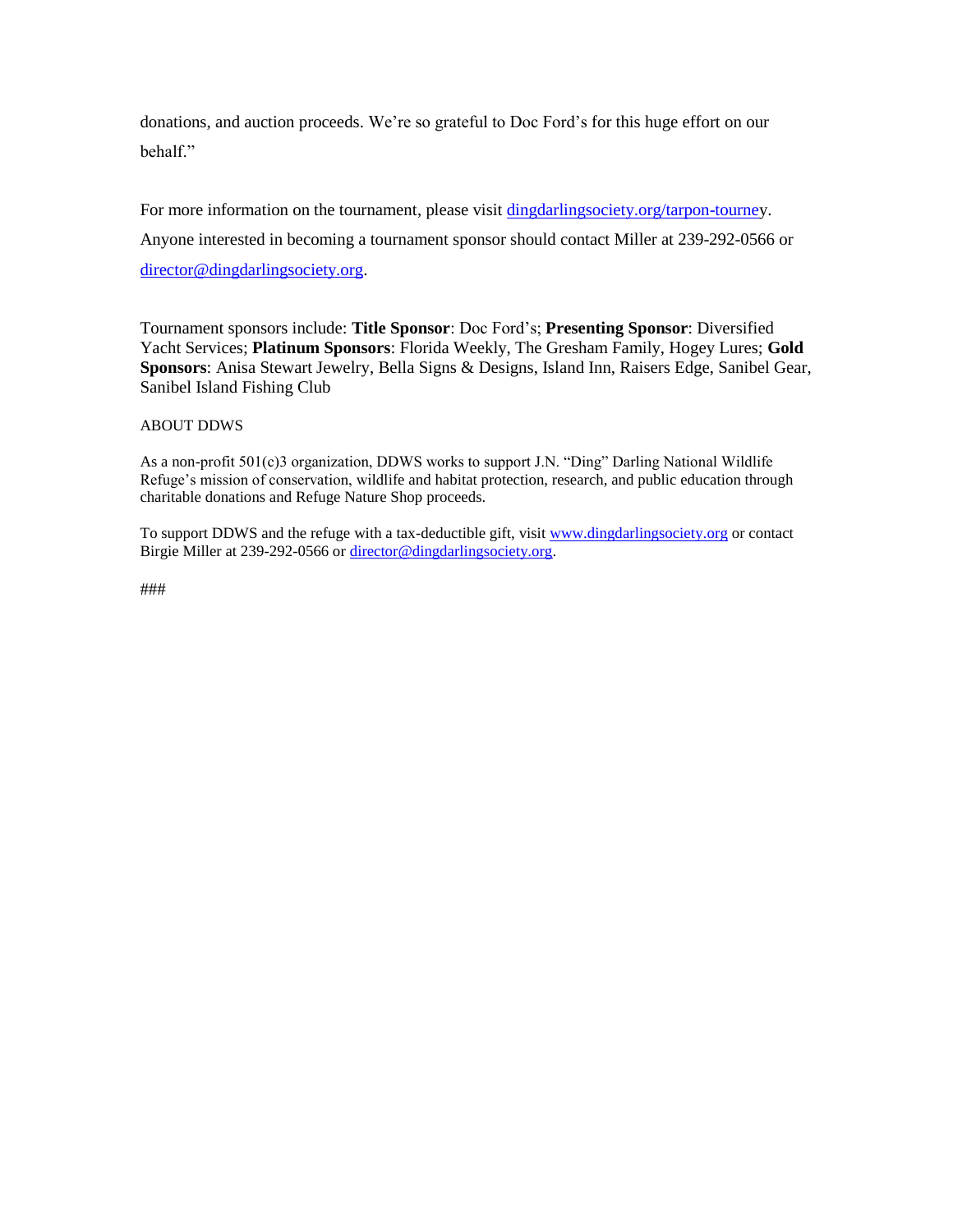donations, and auction proceeds. We're so grateful to Doc Ford's for this huge effort on our behalf."

For more information on the tournament, please visit dingdarlingsociety.org/tarpon-tourney. Anyone interested in becoming a tournament sponsor should contact Miller at 239-292-0566 or director@dingdarlingsociety.org.

Tournament sponsors include: **Title Sponsor**: Doc Ford's; **Presenting Sponsor**: Diversified Yacht Services; **Platinum Sponsors**: Florida Weekly, The Gresham Family, Hogey Lures; **Gold Sponsors**: Anisa Stewart Jewelry, Bella Signs & Designs, Island Inn, Raisers Edge, Sanibel Gear, Sanibel Island Fishing Club

ABOUT DDWS

As a non-profit 501(c)3 organization, DDWS works to support J.N. "Ding" Darling National Wildlife Refuge's mission of conservation, wildlife and habitat protection, research, and public education through charitable donations and Refuge Nature Shop proceeds.

To support DDWS and the refuge with a tax-deductible gift, visit www.dingdarlingsociety.org or contact Birgie Miller at 239-292-0566 or director@dingdarlingsociety.org.

###